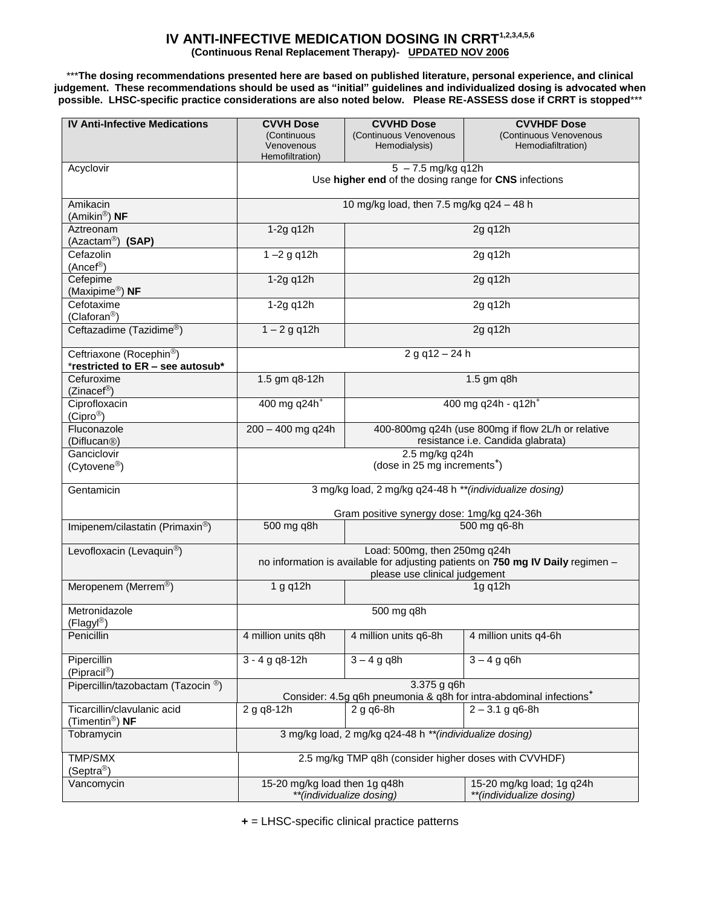# IV ANTI-INFECTIVE MEDICATION DOSING IN CRRT[1,2,3,4,5,6]

**(Continuous Renal Replacement Therapy)- UPDATED NOV 2006**

***__The dosing recommendations presented here are based on published literature, personal experience, and clinical judgement. These recommendations should be used as "initial" guidelines and individualized dosing is advocated when possible. LHSC-specific practice considerations are also noted below. Please RE-ASSESS dose if CRRT is stopped__***

| IV Anti-Infective Medications | CVVH Dose (Continuous Venovenous Hemofiltration) | CVVHD Dose (Continuous Venovenous Hemodialysis) | CVVHDF Dose (Continuous Venovenous Hemodiafiltration) |
|---|---|---|---|
| Acyclovir | 5 – 7.5 mg/kg q12h<br>Use **higher end** of the dosing range for **CNS** infections | | |
| Amikacin (Amikin®) **NF** | 10 mg/kg load, then 7.5 mg/kg q24 – 48 h | | |
| Aztreonam (Azactam®) **(SAP)** | 1-2g q12h | 2g q12h | |
| Cefazolin (Ancef®) | 1 –2 g q12h | 2g q12h | |
| Cefepime (Maxipime®) **NF** | 1-2g q12h | 2g q12h | |
| Cefotaxime (Claforan®) | 1-2g q12h | 2g q12h | |
| Ceftazadime (Tazidime®) | 1 – 2 g q12h | 2g q12h | |
| Ceftriaxone (Rocephin®) ***restricted to ER – see autosub*** | 2 g q12 – 24 h | | |
| Cefuroxime (Zinacef®) | 1.5 gm q8-12h | 1.5 gm q8h | |
| Ciprofloxacin (Cipro®) | 400 mg q24h[+] | 400 mg q24h - q12h[+] | |
| Fluconazole (Diflucan®) | 200 – 400 mg q24h | 400-800mg q24h (use 800mg if flow 2L/h or relative resistance i.e. Candida glabrata) | |
| Ganciclovir (Cytovene®) | 2.5 mg/kg q24h<br>(dose in 25 mg increments[+]) | | |
| Gentamicin | 3 mg/kg load, 2 mg/kg q24-48 h *\*\*(individualize dosing)*<br><br>Gram positive synergy dose: 1mg/kg q24-36h | | |
| Imipenem/cilastatin (Primaxin®) | 500 mg q8h | 500 mg q6-8h | |
| Levofloxacin (Levaquin®) | Load: 500mg, then 250mg q24h<br>no information is available for adjusting patients on **750 mg IV Daily** regimen – please use clinical judgement | | |
| Meropenem (Merrem®) | 1 g q12h | 1g q12h | |
| Metronidazole (Flagyl®) | 500 mg q8h | | |
| Penicillin | 4 million units q8h | 4 million units q6-8h | 4 million units q4-6h |
| Pipercillin (Pipracil®) | 3 - 4 g q8-12h | 3 – 4 g q8h | 3 – 4 g q6h |
| Pipercillin/tazobactam (Tazocin ®) | 3.375 g q6h<br>Consider: 4.5g q6h pneumonia & q8h for intra-abdominal infections[+] | | |
| Ticarcillin/clavulanic acid (Timentin®) **NF** | 2 g q8-12h | 2 g q6-8h | 2 – 3.1 g q6-8h |
| Tobramycin | 3 mg/kg load, 2 mg/kg q24-48 h *\*\*(individualize dosing)* | | |
| TMP/SMX (Septra®) | 2.5 mg/kg TMP q8h (consider higher doses with CVVHDF) | | |
| Vancomycin | 15-20 mg/kg load then 1g q48h *\*\*(individualize dosing)* | | 15-20 mg/kg load; 1g q24h *\*\*(individualize dosing)* |

**+** = LHSC-specific clinical practice patterns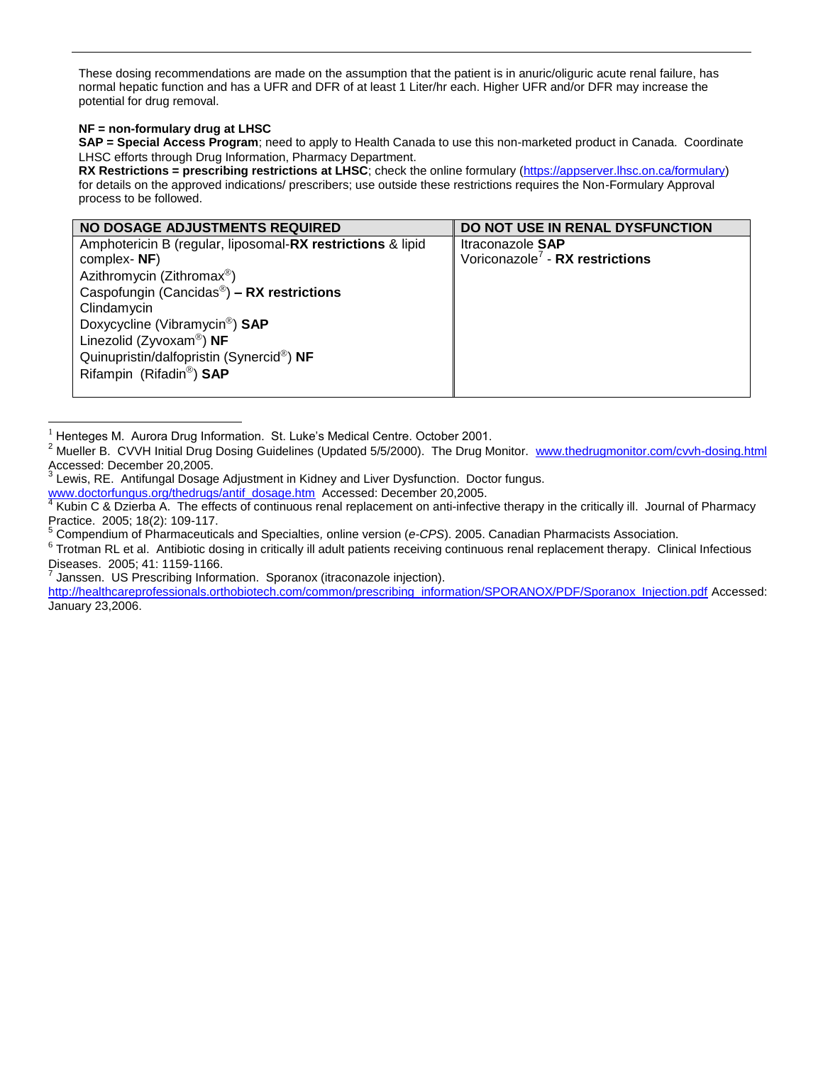These dosing recommendations are made on the assumption that the patient is in anuric/oliguric acute renal failure, has normal hepatic function and has a UFR and DFR of at least 1 Liter/hr each. Higher UFR and/or DFR may increase the potential for drug removal.

**NF = non-formulary drug at LHSC**
**SAP = Special Access Program**; need to apply to Health Canada to use this non-marketed product in Canada. Coordinate LHSC efforts through Drug Information, Pharmacy Department.
**RX Restrictions = prescribing restrictions at LHSC**; check the online formulary (https://appserver.lhsc.on.ca/formulary) for details on the approved indications/ prescribers; use outside these restrictions requires the Non-Formulary Approval process to be followed.

| NO DOSAGE ADJUSTMENTS REQUIRED | DO NOT USE IN RENAL DYSFUNCTION |
|---|---|
| Amphotericin B (regular, liposomal-**RX restrictions** & lipid complex- **NF**)<br>Azithromycin (Zithromax®)<br>Caspofungin (Cancidas®) **– RX restrictions**<br>Clindamycin<br>Doxycycline (Vibramycin®) **SAP**<br>Linezolid (Zyvoxam®) **NF**<br>Quinupristin/dalfopristin (Synercid®) **NF**<br>Rifampin (Rifadin®) **SAP** | Itraconazole **SAP**<br>Voriconazole[7] - **RX restrictions** |

---

[1] Henteges M. Aurora Drug Information. St. Luke's Medical Centre. October 2001.
[2] Mueller B. CVVH Initial Drug Dosing Guidelines (Updated 5/5/2000). The Drug Monitor. www.thedrugmonitor.com/cvvh-dosing.html Accessed: December 20,2005.
[3] Lewis, RE. Antifungal Dosage Adjustment in Kidney and Liver Dysfunction. Doctor fungus. www.doctorfungus.org/thedrugs/antif_dosage.htm Accessed: December 20,2005.
[4] Kubin C & Dzierba A. The effects of continuous renal replacement on anti-infective therapy in the critically ill. Journal of Pharmacy Practice. 2005; 18(2): 109-117.
[5] Compendium of Pharmaceuticals and Specialties, online version (*e-CPS*). 2005. Canadian Pharmacists Association.
[6] Trotman RL et al. Antibiotic dosing in critically ill adult patients receiving continuous renal replacement therapy. Clinical Infectious Diseases. 2005; 41: 1159-1166.
[7] Janssen. US Prescribing Information. Sporanox (itraconazole injection). http://healthcareprofessionals.orthobiotech.com/common/prescribing_information/SPORANOX/PDF/Sporanox_Injection.pdf Accessed: January 23,2006.